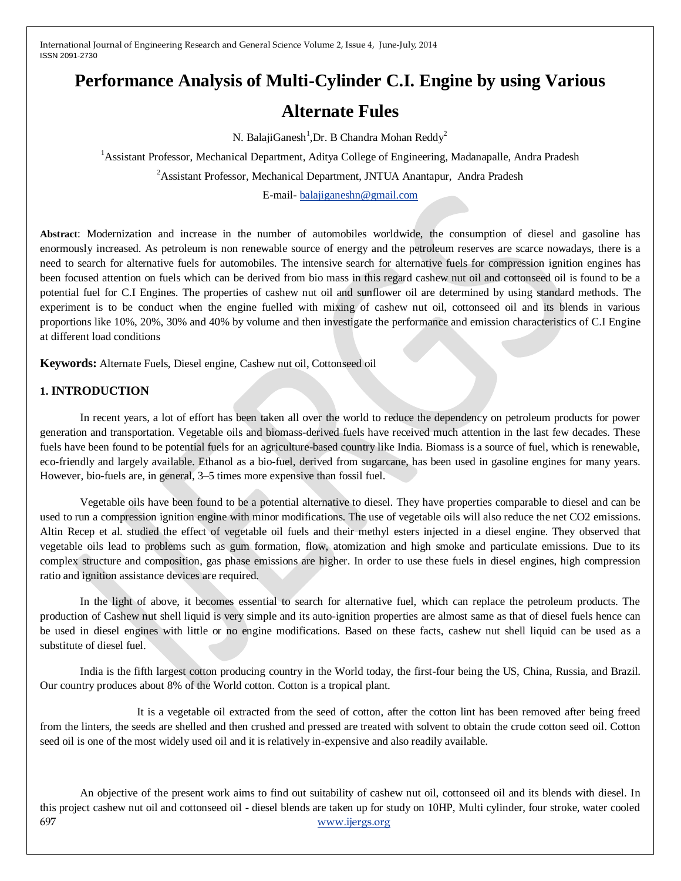# Performance Analysis of Multi-Cylinder C.I. Engine by using Various Alternate Fules

N. BalajiGanesh[1],Dr. B Chandra Mohan Reddy[2]

[1]Assistant Professor, Mechanical Department, Aditya College of Engineering, Madanapalle, Andra Pradesh

[2]Assistant Professor, Mechanical Department, JNTUA Anantapur, Andra Pradesh

E-mail- balajiganeshn@gmail.com

**Abstract**: Modernization and increase in the number of automobiles worldwide, the consumption of diesel and gasoline has enormously increased. As petroleum is non renewable source of energy and the petroleum reserves are scarce nowadays, there is a need to search for alternative fuels for automobiles. The intensive search for alternative fuels for compression ignition engines has been focused attention on fuels which can be derived from bio mass in this regard cashew nut oil and cottonseed oil is found to be a potential fuel for C.I Engines. The properties of cashew nut oil and sunflower oil are determined by using standard methods. The experiment is to be conduct when the engine fuelled with mixing of cashew nut oil, cottonseed oil and its blends in various proportions like 10%, 20%, 30% and 40% by volume and then investigate the performance and emission characteristics of C.I Engine at different load conditions

**Keywords:** Alternate Fuels, Diesel engine, Cashew nut oil, Cottonseed oil

## 1. INTRODUCTION

In recent years, a lot of effort has been taken all over the world to reduce the dependency on petroleum products for power generation and transportation. Vegetable oils and biomass-derived fuels have received much attention in the last few decades. These fuels have been found to be potential fuels for an agriculture-based country like India. Biomass is a source of fuel, which is renewable, eco-friendly and largely available. Ethanol as a bio-fuel, derived from sugarcane, has been used in gasoline engines for many years. However, bio-fuels are, in general, 3–5 times more expensive than fossil fuel.

Vegetable oils have been found to be a potential alternative to diesel. They have properties comparable to diesel and can be used to run a compression ignition engine with minor modifications. The use of vegetable oils will also reduce the net CO2 emissions. Altin Recep et al. studied the effect of vegetable oil fuels and their methyl esters injected in a diesel engine. They observed that vegetable oils lead to problems such as gum formation, flow, atomization and high smoke and particulate emissions. Due to its complex structure and composition, gas phase emissions are higher. In order to use these fuels in diesel engines, high compression ratio and ignition assistance devices are required.

In the light of above, it becomes essential to search for alternative fuel, which can replace the petroleum products. The production of Cashew nut shell liquid is very simple and its auto-ignition properties are almost same as that of diesel fuels hence can be used in diesel engines with little or no engine modifications. Based on these facts, cashew nut shell liquid can be used as a substitute of diesel fuel.

India is the fifth largest cotton producing country in the World today, the first-four being the US, China, Russia, and Brazil. Our country produces about 8% of the World cotton. Cotton is a tropical plant.

It is a vegetable oil extracted from the seed of cotton, after the cotton lint has been removed after being freed from the linters, the seeds are shelled and then crushed and pressed are treated with solvent to obtain the crude cotton seed oil. Cotton seed oil is one of the most widely used oil and it is relatively in-expensive and also readily available.

An objective of the present work aims to find out suitability of cashew nut oil, cottonseed oil and its blends with diesel. In this project cashew nut oil and cottonseed oil - diesel blends are taken up for study on 10HP, Multi cylinder, four stroke, water cooled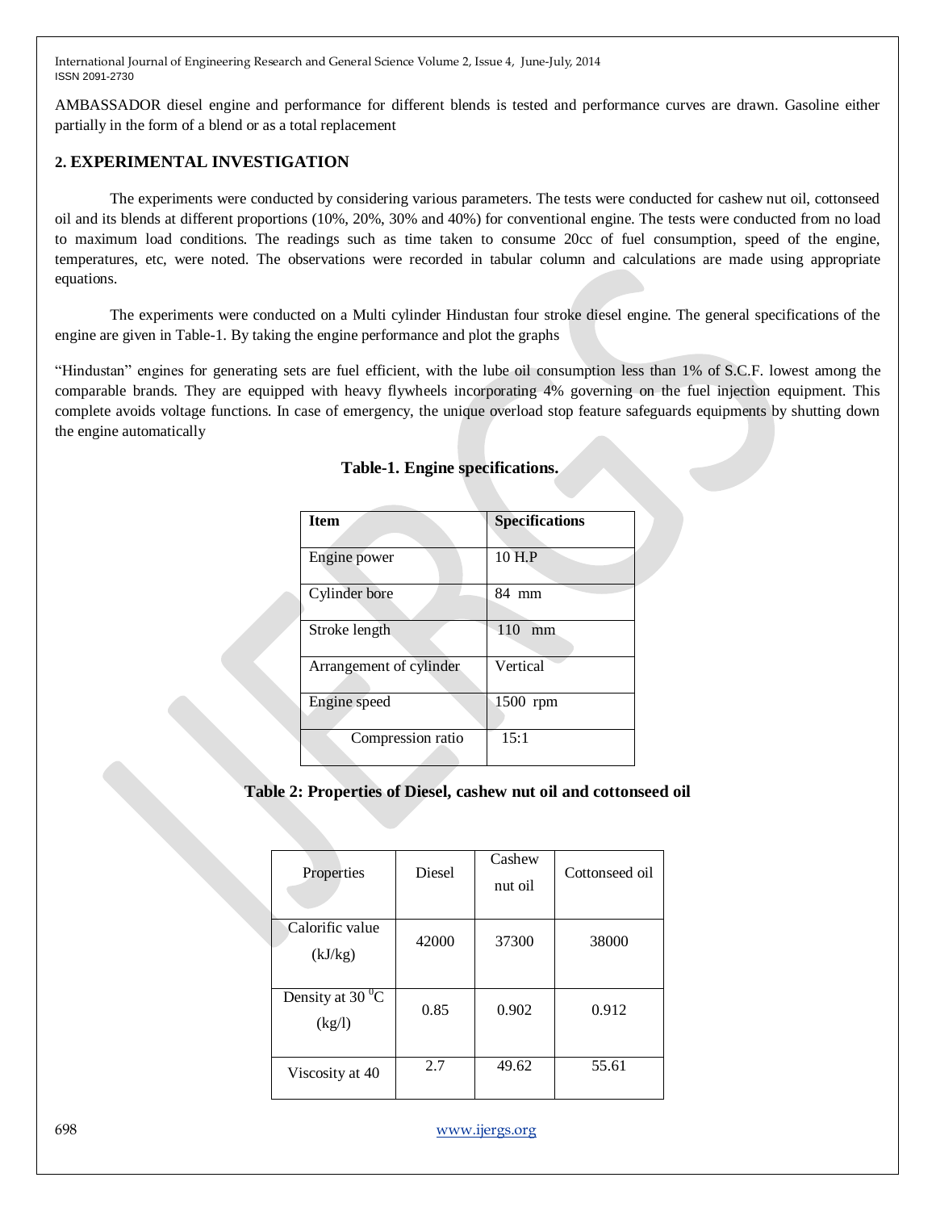AMBASSADOR diesel engine and performance for different blends is tested and performance curves are drawn. Gasoline either partially in the form of a blend or as a total replacement

## 2. EXPERIMENTAL INVESTIGATION

The experiments were conducted by considering various parameters. The tests were conducted for cashew nut oil, cottonseed oil and its blends at different proportions (10%, 20%, 30% and 40%) for conventional engine. The tests were conducted from no load to maximum load conditions. The readings such as time taken to consume 20cc of fuel consumption, speed of the engine, temperatures, etc, were noted. The observations were recorded in tabular column and calculations are made using appropriate equations.

The experiments were conducted on a Multi cylinder Hindustan four stroke diesel engine. The general specifications of the engine are given in Table-1. By taking the engine performance and plot the graphs

"Hindustan" engines for generating sets are fuel efficient, with the lube oil consumption less than 1% of S.C.F. lowest among the comparable brands. They are equipped with heavy flywheels incorporating 4% governing on the fuel injection equipment. This complete avoids voltage functions. In case of emergency, the unique overload stop feature safeguards equipments by shutting down the engine automatically

**Table-1. Engine specifications.**

| Item | Specifications |
|---|---|
| Engine power | 10 H.P |
| Cylinder bore | 84 mm |
| Stroke length | 110 mm |
| Arrangement of cylinder | Vertical |
| Engine speed | 1500 rpm |
| Compression ratio | 15:1 |

**Table 2: Properties of Diesel, cashew nut oil and cottonseed oil**

| Properties | Diesel | Cashew nut oil | Cottonseed oil |
|---|---|---|---|
| Calorific value (kJ/kg) | 42000 | 37300 | 38000 |
| Density at 30 $^{0}$C (kg/l) | 0.85 | 0.902 | 0.912 |
| Viscosity at 40 | 2.7 | 49.62 | 55.61 |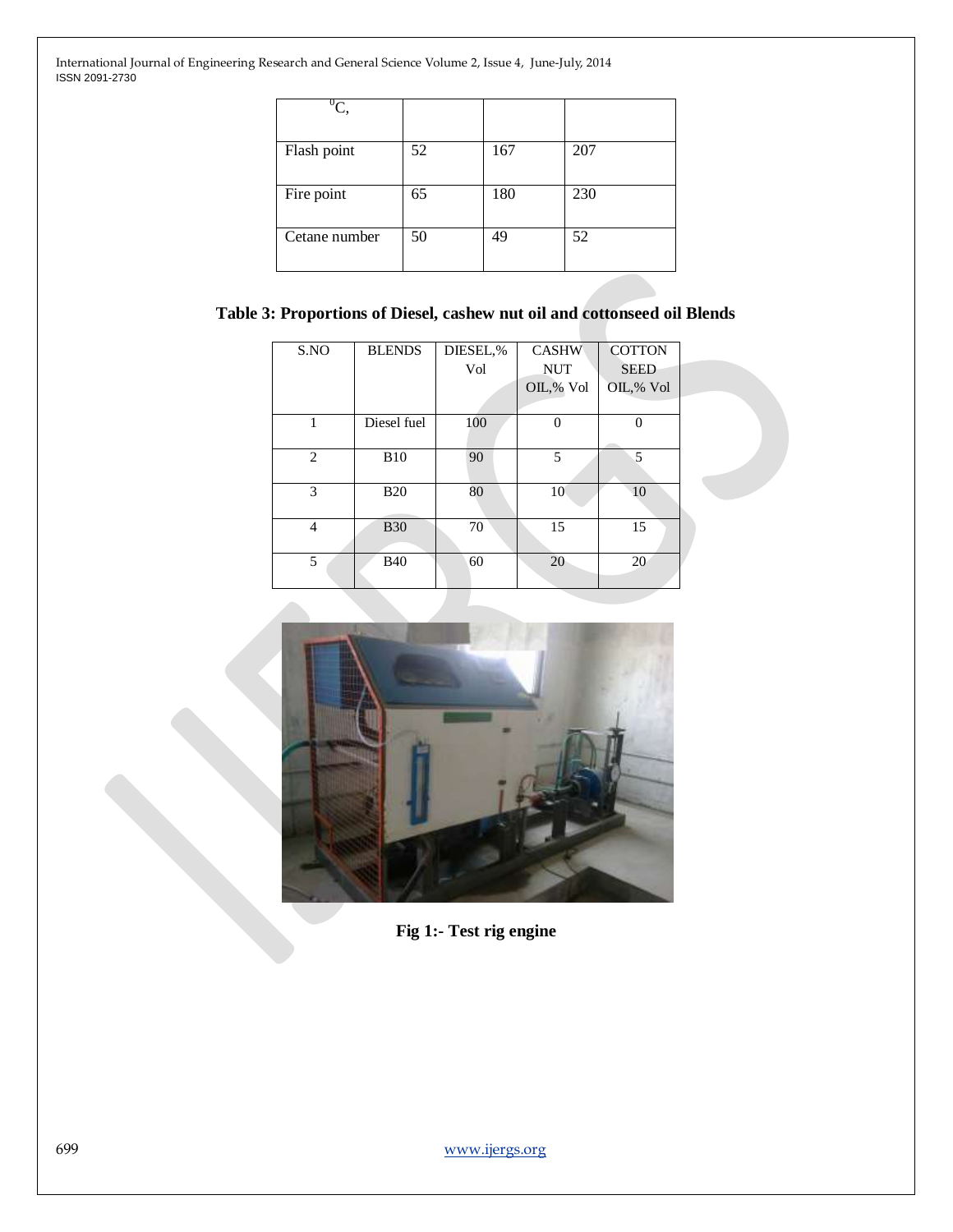| °C, | | | |
|---|---|---|---|
| Flash point | 52 | 167 | 207 |
| Fire point | 65 | 180 | 230 |
| Cetane number | 50 | 49 | 52 |

**Table 3: Proportions of Diesel, cashew nut oil and cottonseed oil Blends**

| S.NO | BLENDS | DIESEL,% Vol | CASHW NUT OIL,% Vol | COTTON SEED OIL,% Vol |
|---|---|---|---|---|
| 1 | Diesel fuel | 100 | 0 | 0 |
| 2 | B10 | 90 | 5 | 5 |
| 3 | B20 | 80 | 10 | 10 |
| 4 | B30 | 70 | 15 | 15 |
| 5 | B40 | 60 | 20 | 20 |

**Fig 1:- Test rig engine**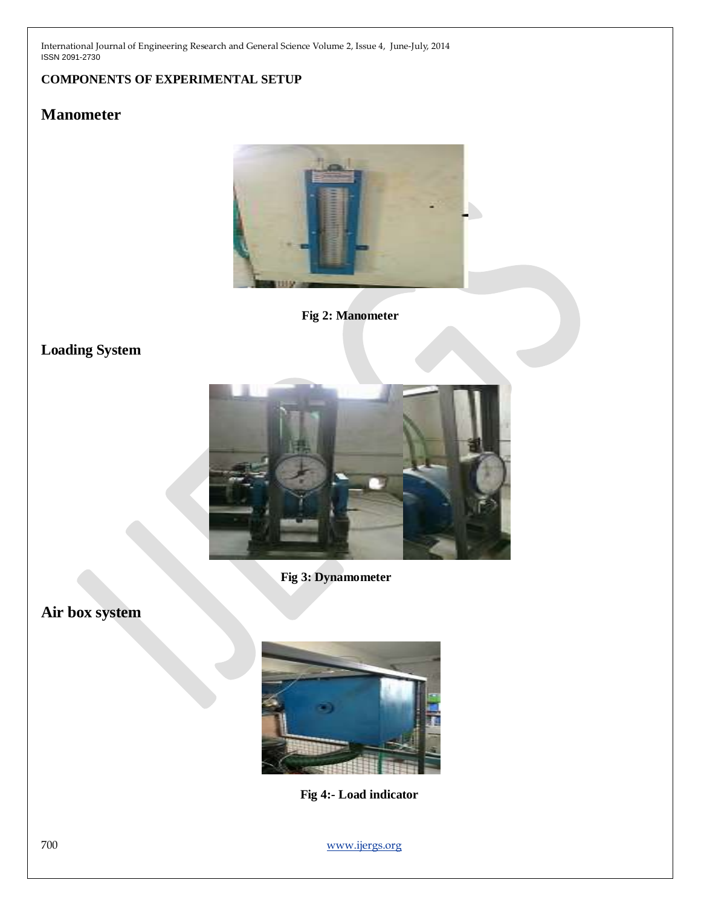**COMPONENTS OF EXPERIMENTAL SETUP**

## Manometer

**Fig 2: Manometer**

## Loading System

**Fig 3: Dynamometer**

## Air box system

**Fig 4:- Load indicator**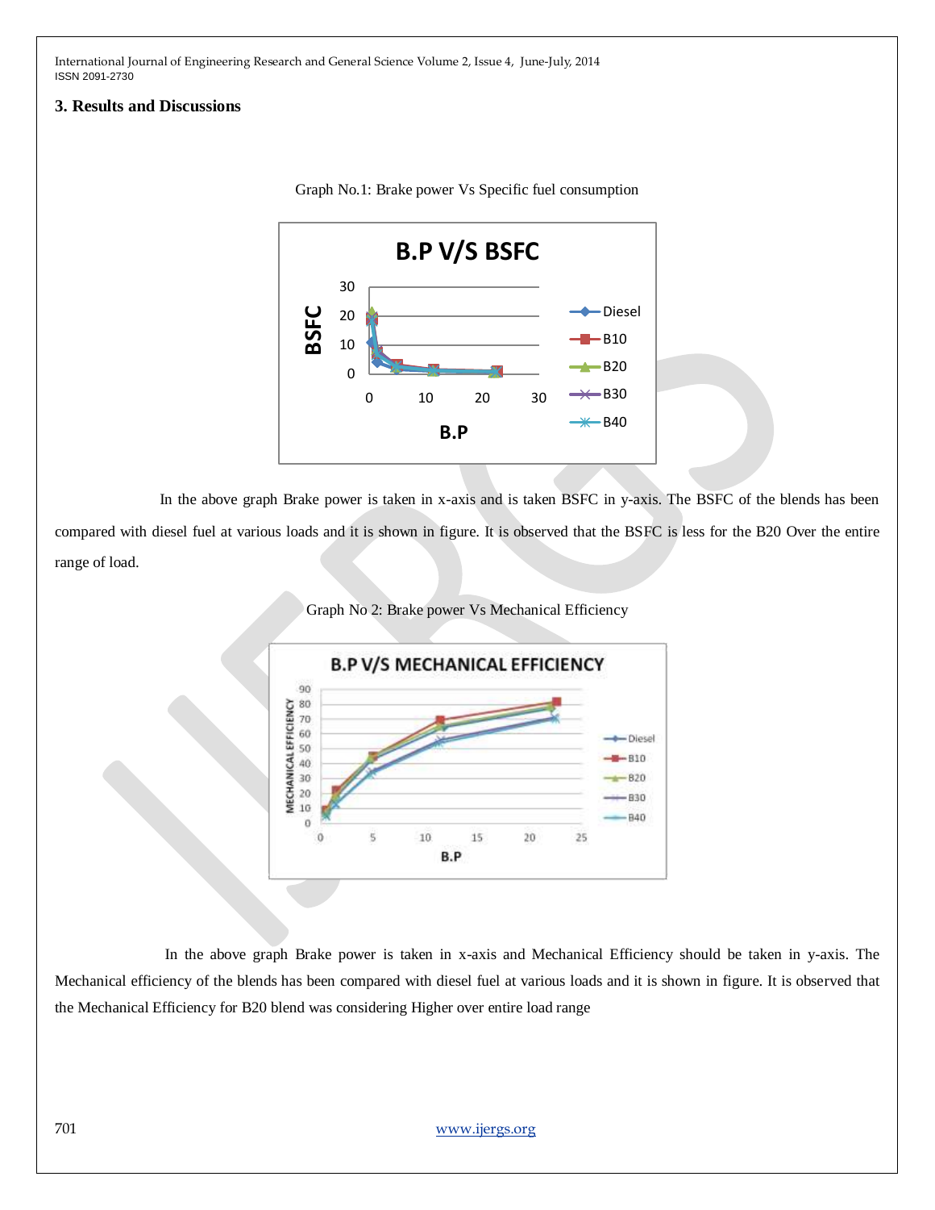## 3. Results and Discussions

Graph No.1: Brake power Vs Specific fuel consumption

In the above graph Brake power is taken in x-axis and is taken BSFC in y-axis. The BSFC of the blends has been compared with diesel fuel at various loads and it is shown in figure. It is observed that the BSFC is less for the B20 Over the entire range of load.

Graph No 2: Brake power Vs Mechanical Efficiency

In the above graph Brake power is taken in x-axis and Mechanical Efficiency should be taken in y-axis. The Mechanical efficiency of the blends has been compared with diesel fuel at various loads and it is shown in figure. It is observed that the Mechanical Efficiency for B20 blend was considering Higher over entire load range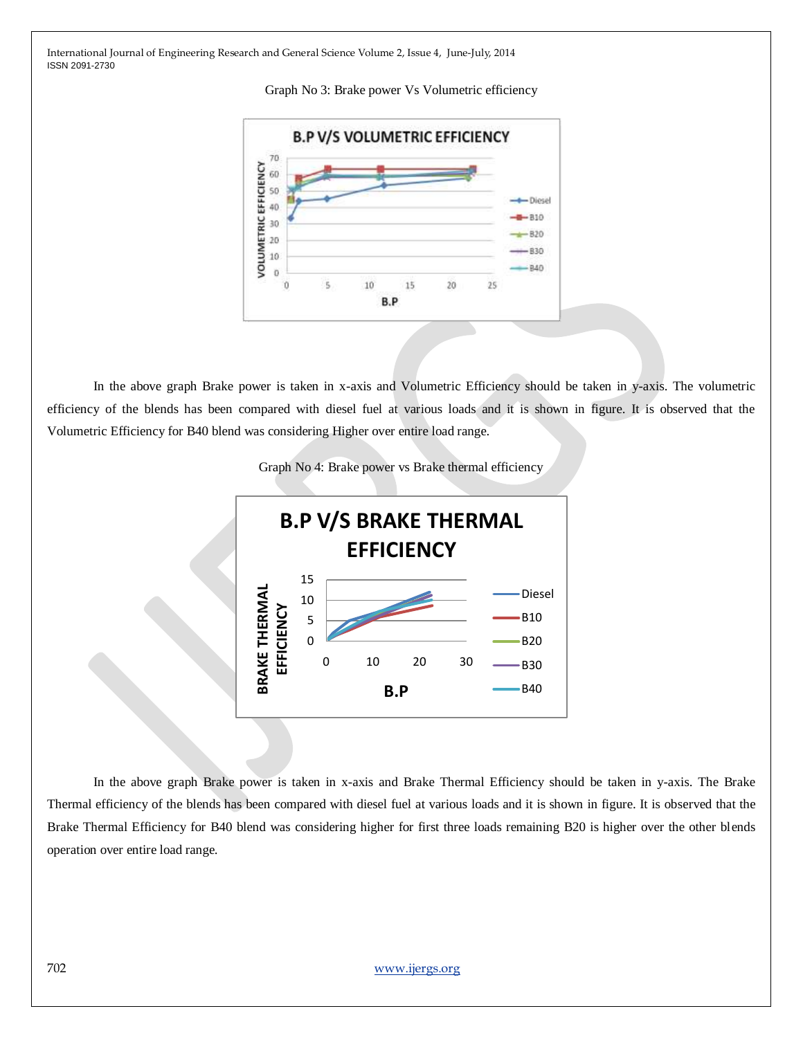Graph No 3: Brake power Vs Volumetric efficiency

In the above graph Brake power is taken in x-axis and Volumetric Efficiency should be taken in y-axis. The volumetric efficiency of the blends has been compared with diesel fuel at various loads and it is shown in figure. It is observed that the Volumetric Efficiency for B40 blend was considering Higher over entire load range.

Graph No 4: Brake power vs Brake thermal efficiency

In the above graph Brake power is taken in x-axis and Brake Thermal Efficiency should be taken in y-axis. The Brake Thermal efficiency of the blends has been compared with diesel fuel at various loads and it is shown in figure. It is observed that the Brake Thermal Efficiency for B40 blend was considering higher for first three loads remaining B20 is higher over the other blends operation over entire load range.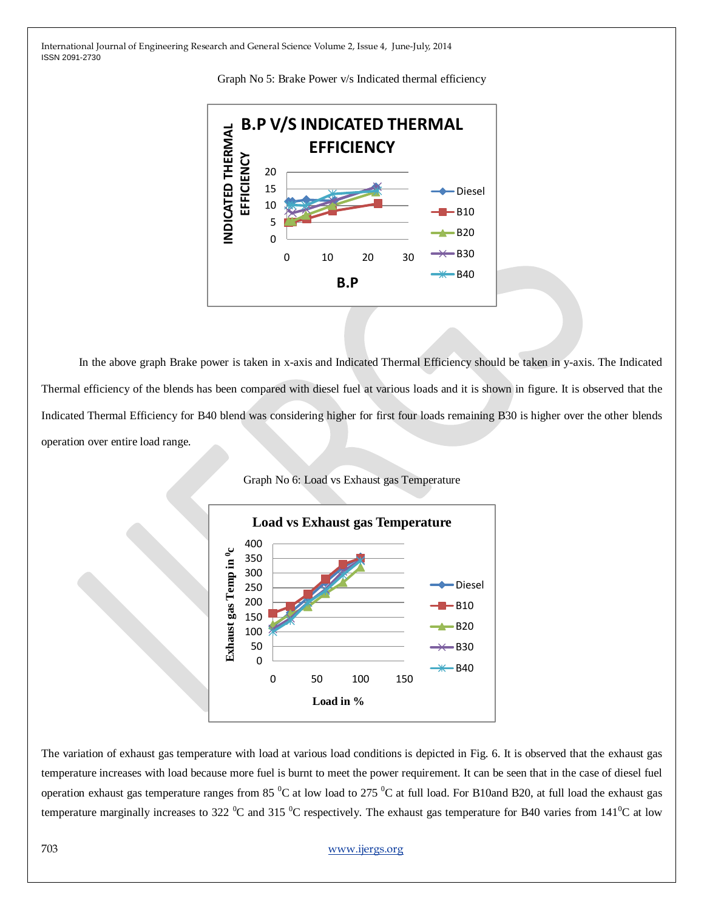Graph No 5: Brake Power v/s Indicated thermal efficiency

In the above graph Brake power is taken in x-axis and Indicated Thermal Efficiency should be taken in y-axis. The Indicated Thermal efficiency of the blends has been compared with diesel fuel at various loads and it is shown in figure. It is observed that the Indicated Thermal Efficiency for B40 blend was considering higher for first four loads remaining B30 is higher over the other blends operation over entire load range.

Graph No 6: Load vs Exhaust gas Temperature

The variation of exhaust gas temperature with load at various load conditions is depicted in Fig. 6. It is observed that the exhaust gas temperature increases with load because more fuel is burnt to meet the power requirement. It can be seen that in the case of diesel fuel operation exhaust gas temperature ranges from 85 $^0$C at low load to 275 $^0$C at full load. For B10and B20, at full load the exhaust gas temperature marginally increases to 322 $^0$C and 315 $^0$C respectively. The exhaust gas temperature for B40 varies from 141$^0$C at low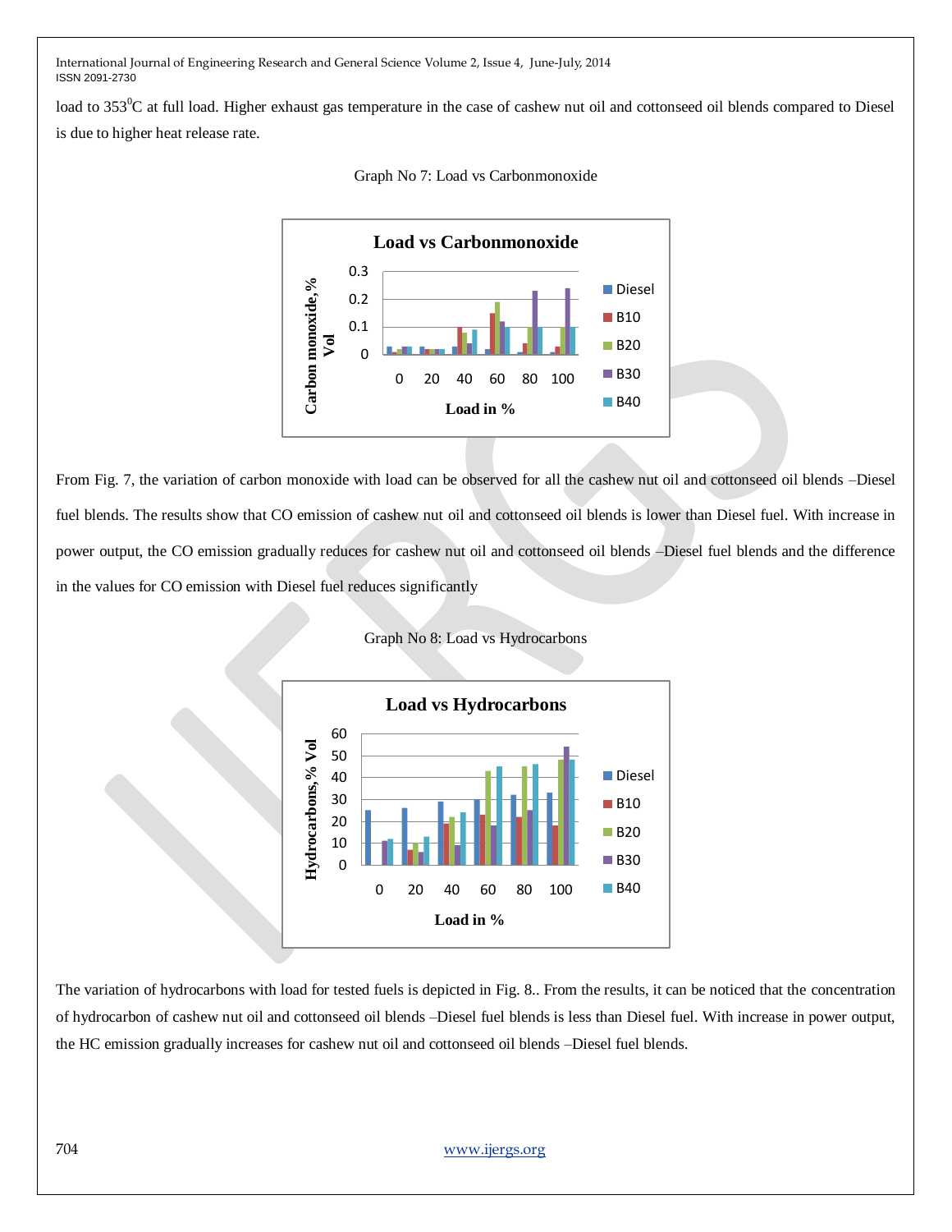load to 353$^0$C at full load. Higher exhaust gas temperature in the case of cashew nut oil and cottonseed oil blends compared to Diesel is due to higher heat release rate.

Graph No 7: Load vs Carbonmonoxide

From Fig. 7, the variation of carbon monoxide with load can be observed for all the cashew nut oil and cottonseed oil blends –Diesel fuel blends. The results show that CO emission of cashew nut oil and cottonseed oil blends is lower than Diesel fuel. With increase in power output, the CO emission gradually reduces for cashew nut oil and cottonseed oil blends –Diesel fuel blends and the difference in the values for CO emission with Diesel fuel reduces significantly

Graph No 8: Load vs Hydrocarbons

The variation of hydrocarbons with load for tested fuels is depicted in Fig. 8.. From the results, it can be noticed that the concentration of hydrocarbon of cashew nut oil and cottonseed oil blends –Diesel fuel blends is less than Diesel fuel. With increase in power output, the HC emission gradually increases for cashew nut oil and cottonseed oil blends –Diesel fuel blends.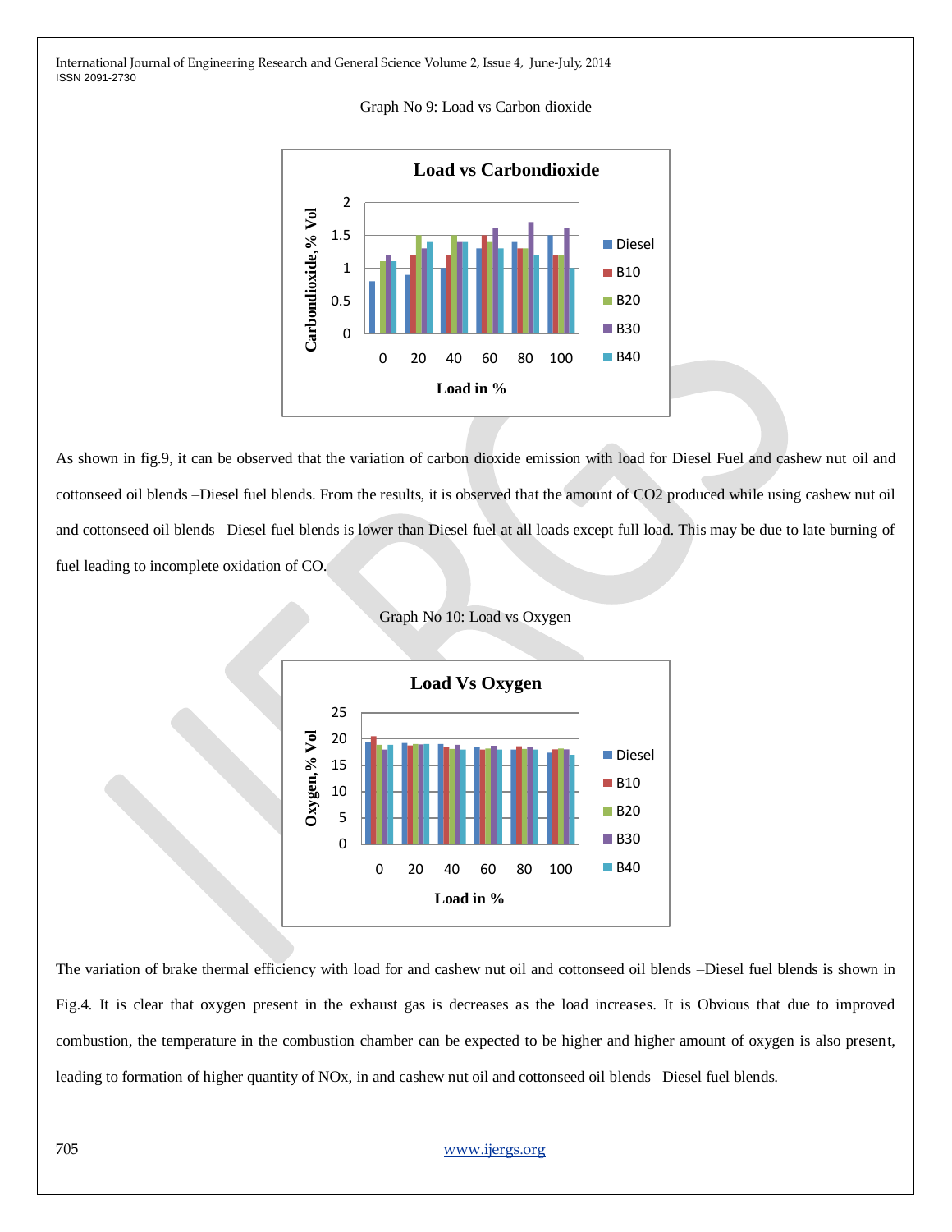Graph No 9: Load vs Carbon dioxide

As shown in fig.9, it can be observed that the variation of carbon dioxide emission with load for Diesel Fuel and cashew nut oil and cottonseed oil blends –Diesel fuel blends. From the results, it is observed that the amount of $CO_2$ produced while using cashew nut oil and cottonseed oil blends –Diesel fuel blends is lower than Diesel fuel at all loads except full load. This may be due to late burning of fuel leading to incomplete oxidation of CO.

Graph No 10: Load vs Oxygen

The variation of brake thermal efficiency with load for and cashew nut oil and cottonseed oil blends –Diesel fuel blends is shown in Fig.4. It is clear that oxygen present in the exhaust gas is decreases as the load increases. It is Obvious that due to improved combustion, the temperature in the combustion chamber can be expected to be higher and higher amount of oxygen is also present, leading to formation of higher quantity of NOx, in and cashew nut oil and cottonseed oil blends –Diesel fuel blends.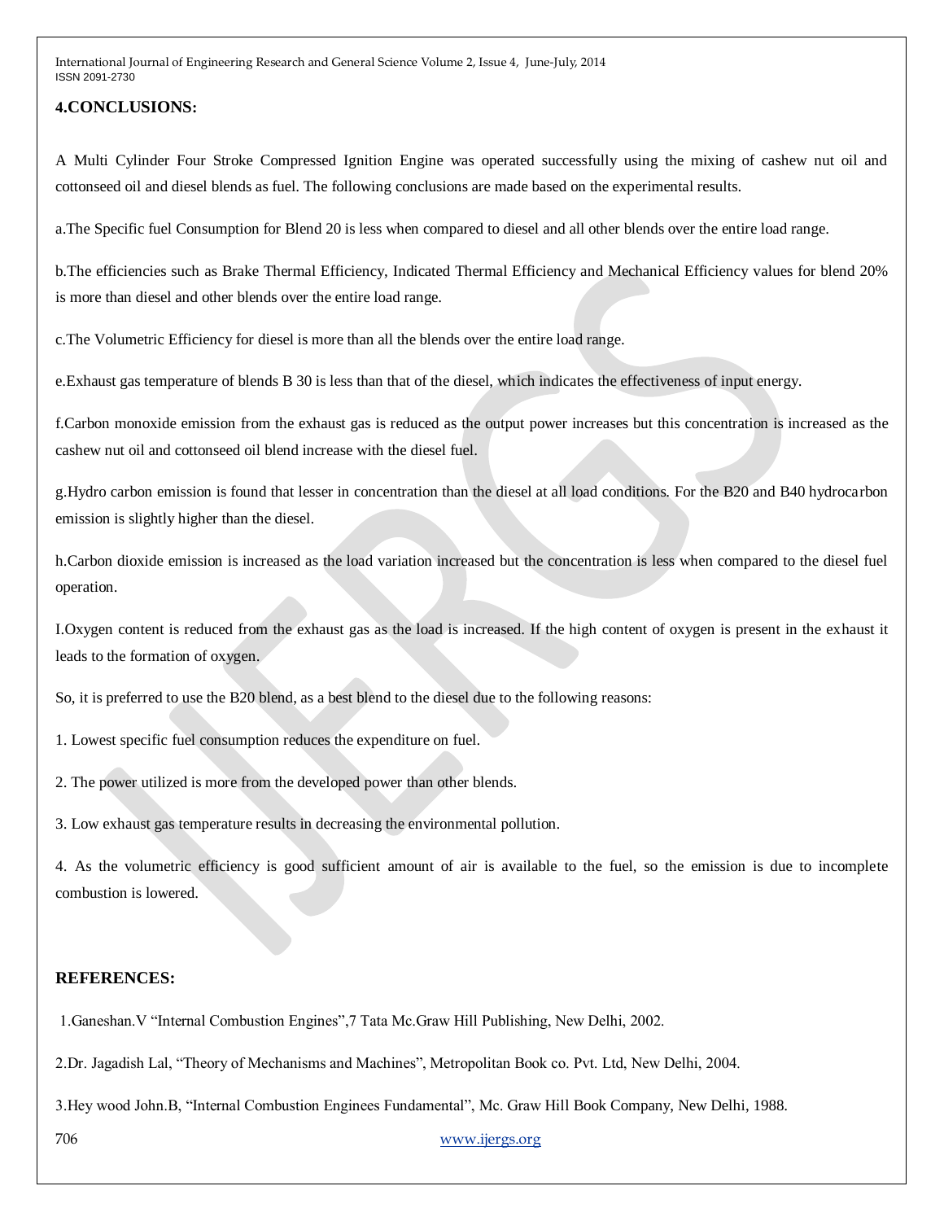## 4.CONCLUSIONS:

A Multi Cylinder Four Stroke Compressed Ignition Engine was operated successfully using the mixing of cashew nut oil and cottonseed oil and diesel blends as fuel. The following conclusions are made based on the experimental results.

a.The Specific fuel Consumption for Blend 20 is less when compared to diesel and all other blends over the entire load range.

b.The efficiencies such as Brake Thermal Efficiency, Indicated Thermal Efficiency and Mechanical Efficiency values for blend 20% is more than diesel and other blends over the entire load range.

c.The Volumetric Efficiency for diesel is more than all the blends over the entire load range.

e.Exhaust gas temperature of blends B 30 is less than that of the diesel, which indicates the effectiveness of input energy.

f.Carbon monoxide emission from the exhaust gas is reduced as the output power increases but this concentration is increased as the cashew nut oil and cottonseed oil blend increase with the diesel fuel.

g.Hydro carbon emission is found that lesser in concentration than the diesel at all load conditions. For the B20 and B40 hydrocarbon emission is slightly higher than the diesel.

h.Carbon dioxide emission is increased as the load variation increased but the concentration is less when compared to the diesel fuel operation.

I.Oxygen content is reduced from the exhaust gas as the load is increased. If the high content of oxygen is present in the exhaust it leads to the formation of oxygen.

So, it is preferred to use the B20 blend, as a best blend to the diesel due to the following reasons:

1. Lowest specific fuel consumption reduces the expenditure on fuel.

2. The power utilized is more from the developed power than other blends.

3. Low exhaust gas temperature results in decreasing the environmental pollution.

4. As the volumetric efficiency is good sufficient amount of air is available to the fuel, so the emission is due to incomplete combustion is lowered.

## REFERENCES:

1.Ganeshan.V "Internal Combustion Engines",7 Tata Mc.Graw Hill Publishing, New Delhi, 2002.

2.Dr. Jagadish Lal, "Theory of Mechanisms and Machines", Metropolitan Book co. Pvt. Ltd, New Delhi, 2004.

3.Hey wood John.B, "Internal Combustion Enginees Fundamental", Mc. Graw Hill Book Company, New Delhi, 1988.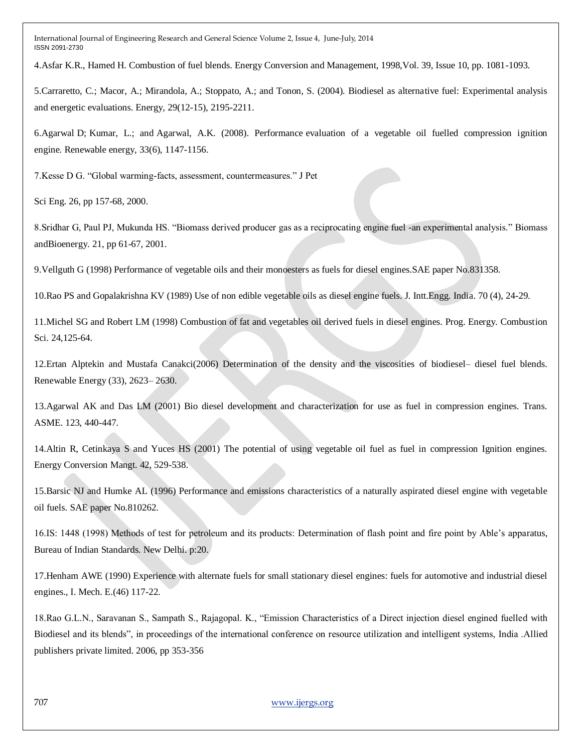4.Asfar K.R., Hamed H. Combustion of fuel blends. Energy Conversion and Management, 1998,Vol. 39, Issue 10, pp. 1081-1093.

5.Carraretto, C.; Macor, A.; Mirandola, A.; Stoppato, A.; and Tonon, S. (2004). Biodiesel as alternative fuel: Experimental analysis and energetic evaluations. Energy, 29(12-15), 2195-2211.

6.Agarwal D; Kumar, L.; and Agarwal, A.K. (2008). Performance evaluation of a vegetable oil fuelled compression ignition engine. Renewable energy, 33(6), 1147-1156.

7.Kesse D G. "Global warming-facts, assessment, countermeasures." J Pet

Sci Eng. 26, pp 157-68, 2000.

8.Sridhar G, Paul PJ, Mukunda HS. "Biomass derived producer gas as a reciprocating engine fuel -an experimental analysis." Biomass andBioenergy. 21, pp 61-67, 2001.

9.Vellguth G (1998) Performance of vegetable oils and their monoesters as fuels for diesel engines.SAE paper No.831358.

10.Rao PS and Gopalakrishna KV (1989) Use of non edible vegetable oils as diesel engine fuels. J. Intt.Engg. India. 70 (4), 24-29.

11.Michel SG and Robert LM (1998) Combustion of fat and vegetables oil derived fuels in diesel engines. Prog. Energy. Combustion Sci. 24,125-64.

12.Ertan Alptekin and Mustafa Canakci(2006) Determination of the density and the viscosities of biodiesel– diesel fuel blends. Renewable Energy (33), 2623– 2630.

13.Agarwal AK and Das LM (2001) Bio diesel development and characterization for use as fuel in compression engines. Trans. ASME. 123, 440-447.

14.Altin R, Cetinkaya S and Yuces HS (2001) The potential of using vegetable oil fuel as fuel in compression Ignition engines. Energy Conversion Mangt. 42, 529-538.

15.Barsic NJ and Humke AL (1996) Performance and emissions characteristics of a naturally aspirated diesel engine with vegetable oil fuels. SAE paper No.810262.

16.IS: 1448 (1998) Methods of test for petroleum and its products: Determination of flash point and fire point by Able's apparatus, Bureau of Indian Standards. New Delhi. p:20.

17.Henham AWE (1990) Experience with alternate fuels for small stationary diesel engines: fuels for automotive and industrial diesel engines., I. Mech. E.(46) 117-22.

18.Rao G.L.N., Saravanan S., Sampath S., Rajagopal. K., "Emission Characteristics of a Direct injection diesel engined fuelled with Biodiesel and its blends", in proceedings of the international conference on resource utilization and intelligent systems, India .Allied publishers private limited. 2006, pp 353-356